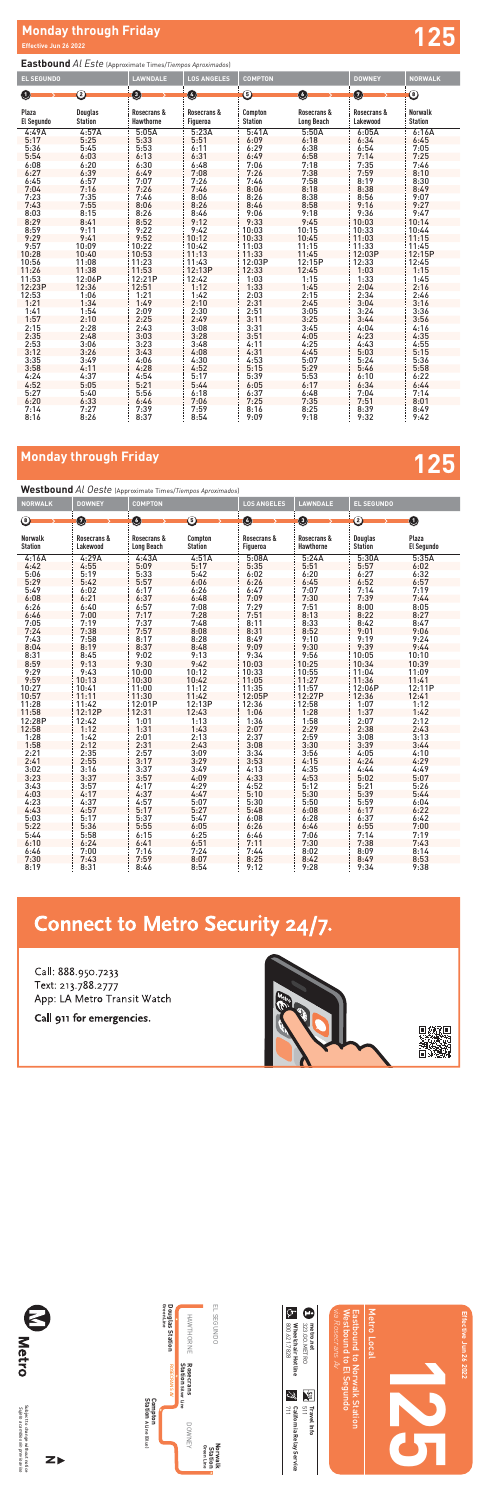# Monday through Friday

Effective Jun 26 2022

# 125

**Eastbound** *Al Este* (Approximate Times/*Tiempos Aproximados*)

| EL SEGUNDO | | LAWNDALE | LOS ANGELES | COMPTON | | DOWNEY | NORWALK |
|---|---|---|---|---|---|---|---|
| 1 | 2 | 3 | 4 | 5 | 6 | 7 | 8 |
| Plaza El Segundo | Douglas Station | Rosecrans & Hawthorne | Rosecrans & Figueroa | Compton Station | Rosecrans & Long Beach | Rosecrans & Lakewood | Norwalk Station |
| 4:49A | 4:57A | 5:05A | 5:23A | 5:41A | 5:50A | 6:05A | 6:16A |
| 5:17 | 5:25 | 5:33 | 5:51 | 6:09 | 6:18 | 6:34 | 6:45 |
| 5:36 | 5:45 | 5:53 | 6:11 | 6:29 | 6:38 | 6:54 | 7:05 |
| 5:54 | 6:03 | 6:13 | 6:31 | 6:49 | 6:58 | 7:14 | 7:25 |
| 6:08 | 6:20 | 6:30 | 6:48 | 7:06 | 7:18 | 7:35 | 7:46 |
| 6:27 | 6:39 | 6:49 | 7:08 | 7:26 | 7:38 | 7:59 | 8:10 |
| 6:45 | 6:57 | 7:07 | 7:26 | 7:46 | 7:58 | 8:19 | 8:30 |
| 7:04 | 7:16 | 7:26 | 7:46 | 8:06 | 8:18 | 8:38 | 8:49 |
| 7:23 | 7:35 | 7:46 | 8:06 | 8:26 | 8:38 | 8:56 | 9:07 |
| 7:43 | 7:55 | 8:06 | 8:26 | 8:46 | 8:58 | 9:16 | 9:27 |
| 8:03 | 8:15 | 8:26 | 8:46 | 9:06 | 9:18 | 9:36 | 9:47 |
| 8:29 | 8:41 | 8:52 | 9:12 | 9:33 | 9:45 | 10:03 | 10:14 |
| 8:59 | 9:11 | 9:22 | 9:42 | 10:03 | 10:15 | 10:33 | 10:44 |
| 9:29 | 9:41 | 9:52 | 10:12 | 10:33 | 10:45 | 11:03 | 11:15 |
| 9:57 | 10:09 | 10:22 | 10:42 | 11:03 | 11:15 | 11:33 | 11:45 |
| 10:28 | 10:40 | 10:53 | 11:13 | 11:33 | 11:45 | 12:03P | 12:15P |
| 10:56 | 11:08 | 11:23 | 11:43 | 12:03P | 12:15P | 12:33 | 12:45 |
| 11:26 | 11:38 | 11:53 | 12:13P | 12:33 | 12:45 | 1:03 | 1:15 |
| 11:53 | 12:06P | 12:21P | 12:42 | 1:03 | 1:15 | 1:33 | 1:45 |
| 12:23P | 12:36 | 12:51 | 1:12 | 1:33 | 1:45 | 2:04 | 2:16 |
| 12:53 | 1:06 | 1:21 | 1:42 | 2:03 | 2:15 | 2:34 | 2:46 |
| 1:21 | 1:34 | 1:49 | 2:10 | 2:31 | 2:45 | 3:04 | 3:16 |
| 1:41 | 1:54 | 2:09 | 2:30 | 2:51 | 3:05 | 3:24 | 3:36 |
| 1:57 | 2:10 | 2:25 | 2:49 | 3:11 | 3:25 | 3:44 | 3:56 |
| 2:15 | 2:28 | 2:43 | 3:08 | 3:31 | 3:45 | 4:04 | 4:16 |
| 2:35 | 2:48 | 3:03 | 3:28 | 3:51 | 4:05 | 4:23 | 4:35 |
| 2:53 | 3:06 | 3:23 | 3:48 | 4:11 | 4:25 | 4:43 | 4:55 |
| 3:12 | 3:26 | 3:43 | 4:08 | 4:31 | 4:45 | 5:03 | 5:15 |
| 3:35 | 3:49 | 4:06 | 4:30 | 4:53 | 5:07 | 5:24 | 5:36 |
| 3:58 | 4:11 | 4:28 | 4:52 | 5:15 | 5:29 | 5:46 | 5:58 |
| 4:24 | 4:37 | 4:54 | 5:17 | 5:39 | 5:53 | 6:10 | 6:22 |
| 4:52 | 5:05 | 5:21 | 5:44 | 6:05 | 6:17 | 6:34 | 6:44 |
| 5:27 | 5:40 | 5:56 | 6:18 | 6:37 | 6:48 | 7:04 | 7:14 |
| 6:20 | 6:33 | 6:46 | 7:06 | 7:25 | 7:35 | 7:51 | 8:01 |
| 7:14 | 7:27 | 7:39 | 7:59 | 8:16 | 8:25 | 8:39 | 8:49 |
| 8:16 | 8:26 | 8:37 | 8:54 | 9:09 | 9:18 | 9:32 | 9:42 |

# Monday through Friday

# 125

**Westbound** *Al Oeste* (Approximate Times/*Tiempos Aproximados*)

| NORWALK | DOWNEY | COMPTON | | LOS ANGELES | LAWNDALE | EL SEGUNDO | |
|---|---|---|---|---|---|---|---|
| 8 | 7 | 6 | 5 | 4 | 3 | 2 | 1 |
| Norwalk Station | Rosecrans & Lakewood | Rosecrans & Long Beach | Compton Station | Rosecrans & Figueroa | Rosecrans & Hawthorne | Douglas Station | Plaza El Segundo |
| 4:16A | 4:29A | 4:43A | 4:51A | 5:08A | 5:24A | 5:30A | 5:35A |
| 4:42 | 4:55 | 5:09 | 5:17 | 5:35 | 5:51 | 5:57 | 6:02 |
| 5:06 | 5:19 | 5:33 | 5:42 | 6:02 | 6:20 | 6:27 | 6:32 |
| 5:29 | 5:42 | 5:57 | 6:06 | 6:26 | 6:45 | 6:52 | 6:57 |
| 5:49 | 6:02 | 6:17 | 6:26 | 6:47 | 7:07 | 7:14 | 7:19 |
| 6:08 | 6:21 | 6:37 | 6:48 | 7:09 | 7:30 | 7:39 | 7:44 |
| 6:26 | 6:40 | 6:57 | 7:08 | 7:29 | 7:51 | 8:00 | 8:05 |
| 6:46 | 7:00 | 7:17 | 7:28 | 7:51 | 8:13 | 8:22 | 8:27 |
| 7:05 | 7:19 | 7:37 | 7:48 | 8:11 | 8:33 | 8:42 | 8:47 |
| 7:24 | 7:38 | 7:57 | 8:08 | 8:31 | 8:52 | 9:01 | 9:06 |
| 7:43 | 7:58 | 8:17 | 8:28 | 8:49 | 9:10 | 9:19 | 9:24 |
| 8:04 | 8:19 | 8:37 | 8:48 | 9:09 | 9:30 | 9:39 | 9:44 |
| 8:31 | 8:45 | 9:02 | 9:13 | 9:34 | 9:56 | 10:05 | 10:10 |
| 8:59 | 9:13 | 9:30 | 9:42 | 10:03 | 10:25 | 10:34 | 10:39 |
| 9:29 | 9:43 | 10:00 | 10:12 | 10:33 | 10:55 | 11:04 | 11:09 |
| 9:59 | 10:13 | 10:30 | 10:42 | 11:05 | 11:27 | 11:36 | 11:41 |
| 10:27 | 10:41 | 11:00 | 11:12 | 11:35 | 11:57 | 12:06P | 12:11P |
| 10:57 | 11:11 | 11:30 | 11:42 | 12:05P | 12:27P | 12:36 | 12:41 |
| 11:28 | 11:42 | 12:01P | 12:13P | 12:36 | 12:58 | 1:07 | 1:12 |
| 11:58 | 12:12P | 12:31 | 12:43 | 1:06 | 1:28 | 1:37 | 1:42 |
| 12:28P | 12:42 | 1:01 | 1:13 | 1:36 | 1:58 | 2:07 | 2:12 |
| 12:58 | 1:12 | 1:31 | 1:43 | 2:07 | 2:29 | 2:38 | 2:43 |
| 1:28 | 1:42 | 2:01 | 2:13 | 2:37 | 2:59 | 3:08 | 3:13 |
| 1:58 | 2:12 | 2:31 | 2:43 | 3:08 | 3:30 | 3:39 | 3:44 |
| 2:21 | 2:35 | 2:57 | 3:09 | 3:34 | 3:56 | 4:05 | 4:10 |
| 2:41 | 2:55 | 3:17 | 3:29 | 3:53 | 4:15 | 4:24 | 4:29 |
| 3:02 | 3:16 | 3:37 | 3:49 | 4:13 | 4:35 | 4:44 | 4:49 |
| 3:23 | 3:37 | 3:57 | 4:09 | 4:33 | 4:53 | 5:02 | 5:07 |
| 3:43 | 3:57 | 4:17 | 4:29 | 4:52 | 5:12 | 5:21 | 5:26 |
| 4:03 | 4:17 | 4:37 | 4:47 | 5:10 | 5:30 | 5:39 | 5:44 |
| 4:23 | 4:37 | 4:57 | 5:07 | 5:30 | 5:50 | 5:59 | 6:04 |
| 4:43 | 4:57 | 5:17 | 5:27 | 5:48 | 6:08 | 6:17 | 6:22 |
| 5:03 | 5:17 | 5:37 | 5:47 | 6:08 | 6:28 | 6:37 | 6:42 |
| 5:22 | 5:36 | 5:55 | 6:05 | 6:26 | 6:46 | 6:55 | 7:00 |
| 5:44 | 5:58 | 6:15 | 6:25 | 6:46 | 7:06 | 7:14 | 7:19 |
| 6:10 | 6:24 | 6:41 | 6:51 | 7:11 | 7:30 | 7:38 | 7:43 |
| 6:46 | 7:00 | 7:16 | 7:24 | 7:44 | 8:02 | 8:09 | 8:14 |
| 7:30 | 7:43 | 7:59 | 8:07 | 8:25 | 8:42 | 8:49 | 8:53 |
| 8:19 | 8:31 | 8:46 | 8:54 | 9:12 | 9:28 | 9:34 | 9:38 |

# Connect to Metro Security 24/7.

Call: 888.950.7233
Text: 213.788.2777
App: LA Metro Transit Watch

**Call 911 for emergencies.**

Metro Local

Eastbound to Norwalk Station
Westbound to El Segundo

Effective Jun 26 2022

**125**

metro.net
323.GO.METRO

Wheelchair Hotline
800.621.7828

California Relay Service
711

511 Travel Info

EL SEGUNDO — Douglas Station (Green Line) — HAWTHORNE — Rosecrans — Compton Station (A Line Blue) — DOWNEY — Norwalk Station (Green Line)

Subject to change without notice
Sujeto a cambios sin previo aviso

Metro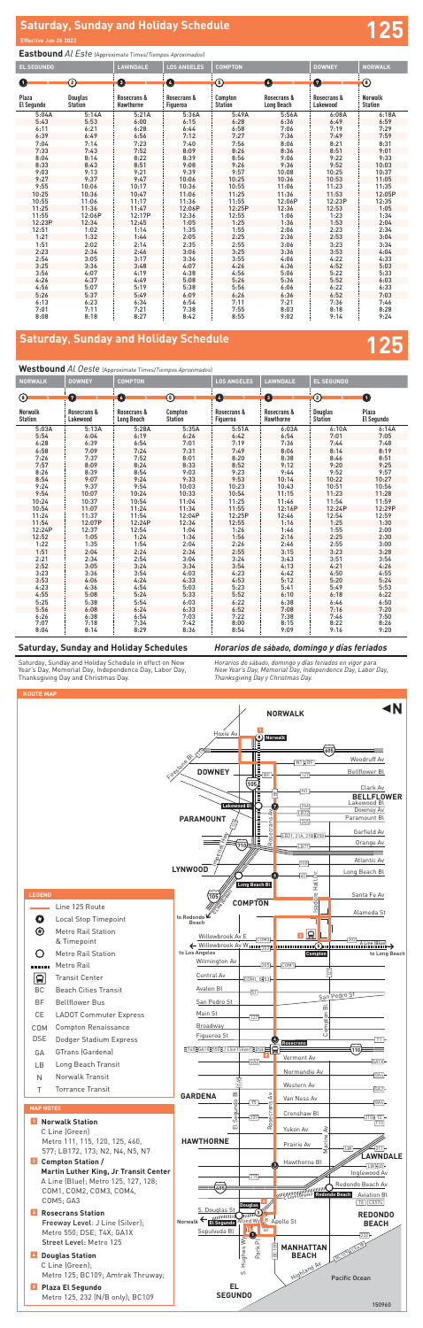# Saturday, Sunday and Holiday Schedule **125**

Effective Jun 26 2022

## Eastbound *Al Este* (Approximate Times/*Tiempos Aproximados*)

| EL SEGUNDO | | LAWNDALE | LOS ANGELES | COMPTON | | DOWNEY | NORWALK |
|---|---|---|---|---|---|---|---|
| 1 | 2 | 3 | 4 | 5 | 6 | 7 | 8 |
| Plaza El Segundo | Douglas Station | Rosecrans & Hawthorne | Rosecrans & Figueroa | Compton Station | Rosecrans & Long Beach | Rosecrans & Lakewood | Norwalk Station |
| 5:04A | 5:14A | 5:21A | 5:36A | 5:49A | 5:56A | 6:08A | 6:18A |
| 5:43 | 5:53 | 6:00 | 6:15 | 6:28 | 6:36 | 6:49 | 6:59 |
| 6:11 | 6:21 | 6:28 | 6:44 | 6:58 | 7:06 | 7:19 | 7:29 |
| 6:39 | 6:49 | 6:56 | 7:12 | 7:27 | 7:36 | 7:49 | 7:59 |
| 7:04 | 7:14 | 7:23 | 7:40 | 7:56 | 8:06 | 8:21 | 8:31 |
| 7:33 | 7:43 | 7:52 | 8:09 | 8:26 | 8:36 | 8:51 | 9:01 |
| 8:04 | 8:14 | 8:22 | 8:39 | 8:56 | 9:06 | 9:22 | 9:33 |
| 8:33 | 8:43 | 8:51 | 9:08 | 9:26 | 9:36 | 9:52 | 10:03 |
| 9:03 | 9:13 | 9:21 | 9:39 | 9:57 | 10:08 | 10:25 | 10:37 |
| 9:27 | 9:37 | 9:47 | 10:06 | 10:25 | 10:36 | 10:53 | 11:05 |
| 9:55 | 10:06 | 10:17 | 10:36 | 10:55 | 11:06 | 11:23 | 11:35 |
| 10:25 | 10:36 | 10:47 | 11:06 | 11:25 | 11:36 | 11:53 | 12:05P |
| 10:55 | 11:06 | 11:17 | 11:36 | 11:55 | 12:06P | 12:23P | 12:35 |
| 11:25 | 11:36 | 11:47 | 12:06P | 12:25P | 12:36 | 12:53 | 1:05 |
| 11:55 | 12:06P | 12:17P | 12:36 | 12:55 | 1:06 | 1:23 | 1:34 |
| 12:23P | 12:34 | 12:45 | 1:05 | 1:25 | 1:36 | 1:53 | 2:04 |
| 12:51 | 1:02 | 1:14 | 1:35 | 1:55 | 2:06 | 2:23 | 2:34 |
| 1:21 | 1:32 | 1:44 | 2:05 | 2:25 | 2:36 | 2:53 | 3:04 |
| 1:51 | 2:02 | 2:14 | 2:35 | 2:55 | 3:06 | 3:23 | 3:34 |
| 2:23 | 2:34 | 2:46 | 3:06 | 3:25 | 3:36 | 3:53 | 4:04 |
| 2:54 | 3:05 | 3:17 | 3:36 | 3:55 | 4:06 | 4:22 | 4:33 |
| 3:25 | 3:36 | 3:48 | 4:07 | 4:26 | 4:36 | 4:52 | 5:03 |
| 3:56 | 4:07 | 4:19 | 4:38 | 4:56 | 5:06 | 5:22 | 5:33 |
| 4:26 | 4:37 | 4:49 | 5:08 | 5:26 | 5:36 | 5:52 | 6:03 |
| 4:56 | 5:07 | 5:19 | 5:38 | 5:56 | 6:06 | 6:22 | 6:33 |
| 5:26 | 5:37 | 5:49 | 6:09 | 6:26 | 6:36 | 6:52 | 7:03 |
| 6:13 | 6:23 | 6:34 | 6:54 | 7:11 | 7:21 | 7:36 | 7:46 |
| 7:01 | 7:11 | 7:21 | 7:38 | 7:55 | 8:03 | 8:18 | 8:28 |
| 8:08 | 8:18 | 8:27 | 8:42 | 8:55 | 9:02 | 9:14 | 9:24 |

# Saturday, Sunday and Holiday Schedule **125**

## Westbound *Al Oeste* (Approximate Times/*Tiempos Aproximados*)

| NORWALK | DOWNEY | COMPTON | | LOS ANGELES | LAWNDALE | EL SEGUNDO | |
|---|---|---|---|---|---|---|---|
| 8 | 7 | 6 | 5 | 4 | 3 | 2 | 1 |
| Norwalk Station | Rosecrans & Lakewood | Rosecrans & Long Beach | Compton Station | Rosecrans & Figueroa | Rosecrans & Hawthorne | Douglas Station | Plaza El Segundo |
| 5:03A | 5:13A | 5:28A | 5:35A | 5:51A | 6:03A | 6:10A | 6:14A |
| 5:54 | 6:04 | 6:19 | 6:26 | 6:42 | 6:54 | 7:01 | 7:05 |
| 6:28 | 6:39 | 6:54 | 7:01 | 7:19 | 7:36 | 7:44 | 7:48 |
| 6:58 | 7:09 | 7:24 | 7:31 | 7:49 | 8:06 | 8:14 | 8:19 |
| 7:26 | 7:37 | 7:52 | 8:01 | 8:20 | 8:38 | 8:46 | 8:51 |
| 7:57 | 8:09 | 8:24 | 8:33 | 8:52 | 9:12 | 9:20 | 9:25 |
| 8:26 | 8:39 | 8:54 | 9:03 | 9:23 | 9:44 | 9:52 | 9:57 |
| 8:54 | 9:07 | 9:24 | 9:33 | 9:53 | 10:14 | 10:22 | 10:27 |
| 9:24 | 9:37 | 9:54 | 10:03 | 10:23 | 10:43 | 10:51 | 10:56 |
| 9:54 | 10:07 | 10:24 | 10:33 | 10:54 | 11:15 | 11:23 | 11:28 |
| 10:24 | 10:37 | 10:54 | 11:04 | 11:25 | 11:46 | 11:54 | 11:59 |
| 10:54 | 11:07 | 11:24 | 11:34 | 11:55 | 12:16P | 12:24P | 12:29P |
| 11:24 | 11:37 | 11:54 | 12:04P | 12:25P | 12:46 | 12:54 | 12:59 |
| 11:54 | 12:07P | 12:24P | 12:34 | 12:55 | 1:16 | 1:25 | 1:30 |
| 12:24P | 12:37 | 12:54 | 1:04 | 1:26 | 1:46 | 1:55 | 2:00 |
| 12:52 | 1:05 | 1:24 | 1:34 | 1:56 | 2:16 | 2:25 | 2:30 |
| 1:22 | 1:35 | 1:54 | 2:04 | 2:26 | 2:46 | 2:55 | 3:00 |
| 1:51 | 2:04 | 2:24 | 2:34 | 2:55 | 3:15 | 3:23 | 3:28 |
| 2:21 | 2:34 | 2:54 | 3:04 | 3:24 | 3:43 | 3:51 | 3:56 |
| 2:52 | 3:05 | 3:24 | 3:34 | 3:54 | 4:13 | 4:21 | 4:26 |
| 3:23 | 3:36 | 3:54 | 4:03 | 4:23 | 4:42 | 4:50 | 4:55 |
| 3:53 | 4:06 | 4:24 | 4:33 | 4:53 | 5:12 | 5:20 | 5:24 |
| 4:23 | 4:36 | 4:54 | 5:03 | 5:23 | 5:41 | 5:49 | 5:53 |
| 4:55 | 5:08 | 5:24 | 5:33 | 5:52 | 6:10 | 6:18 | 6:22 |
| 5:25 | 5:38 | 5:54 | 6:03 | 6:22 | 6:38 | 6:46 | 6:50 |
| 5:56 | 6:08 | 6:24 | 6:33 | 6:52 | 7:08 | 7:16 | 7:20 |
| 6:26 | 6:38 | 6:54 | 7:03 | 7:22 | 7:38 | 7:46 | 7:50 |
| 7:07 | 7:18 | 7:34 | 7:42 | 8:00 | 8:15 | 8:22 | 8:26 |
| 8:04 | 8:14 | 8:29 | 8:36 | 8:54 | 9:09 | 9:16 | 9:20 |

## Saturday, Sunday and Holiday Schedules

Saturday, Sunday and Holiday Schedule in effect on New Year's Day, Memorial Day, Independence Day, Labor Day, Thanksgiving Day and Christmas Day.

## *Horarios de sábado, domingo y días feriados*

*Horarios de sábado, domingo y días feriados en vigor para New Year's Day, Memorial Day, Independence Day, Labor Day, Thanksgiving Day y Christmas Day.*

## ROUTE MAP

NORWALK
DOWNEY
PARAMOUNT
LYNWOOD
COMPTON
GARDENA
HAWTHORNE
LAWNDALE
REDONDO BEACH
MANHATTAN BEACH
EL SEGUNDO
BELLFLOWER
Pacific Ocean
to Redondo Beach
to Los Angeles
to Long Beach

### LEGEND

- Line 125 Route
- Local Stop Timepoint
- Metro Rail Station & Timepoint
- Metro Rail Station
- Metro Rail
- Transit Center
- BC Beach Cities Transit
- BF Bellflower Bus
- CE LADOT Commuter Express
- COM Compton Renaissance
- DSE Dodger Stadium Express
- GA GTrans (Gardena)
- LB Long Beach Transit
- N Norwalk Transit
- T Torrance Transit

### MAP NOTES

1. **Norwalk Station**
   C Line (Green)
   Metro 111, 115, 120, 125, 460, 577; LB172, 173; N2, N4, N5, N7
2. **Compton Station / Martin Luther King, Jr Transit Center**
   A Line (Blue); Metro 125, 127, 128; COM1, COM2, COM3, COM4, COM5; GA3
3. **Rosecrans Station**
   Freeway Level: J Line (Silver); Metro 550; DSE; T4X; GA1X
   Street Level: Metro 125
4. **Douglas Station**
   C Line (Green);
   Metro 125; BC109; Amtrak Thruway;
5. **Plaza El Segundo**
   Metro 125, 232 (N/B only); BC109

150960